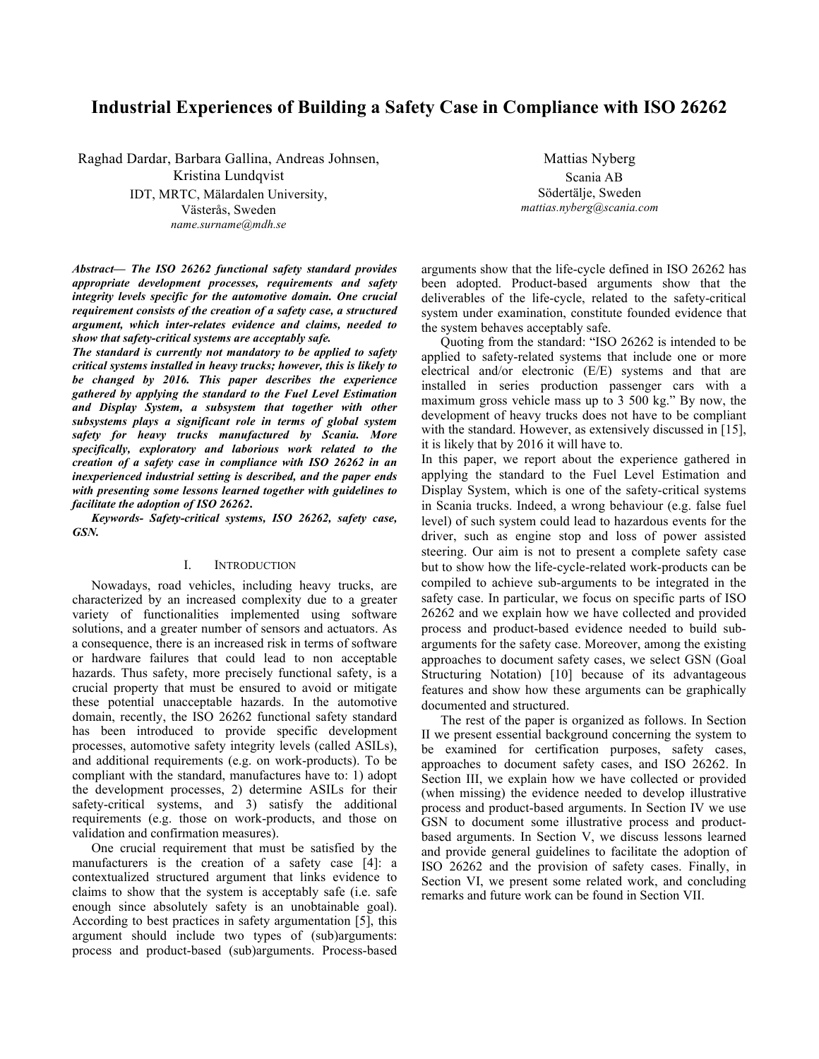# Industrial Experiences of Building a Safety Case in Compliance with ISO 26262

Raghad Dardar, Barbara Gallina, Andreas Johnsen, Kristina Lundqvist
IDT, MRTC, Mälardalen University,
Västerås, Sweden
*name.surname@mdh.se*

Mattias Nyberg
Scania AB
Södertälje, Sweden
*mattias.nyberg@scania.com*

***Abstract—* The ISO 26262 functional safety standard provides appropriate development processes, requirements and safety integrity levels specific for the automotive domain. One crucial requirement consists of the creation of a safety case, a structured argument, which inter-relates evidence and claims, needed to show that safety-critical systems are acceptably safe.**

**The standard is currently not mandatory to be applied to safety critical systems installed in heavy trucks; however, this is likely to be changed by 2016. This paper describes the experience gathered by applying the standard to the Fuel Level Estimation and Display System, a subsystem that together with other subsystems plays a significant role in terms of global system safety for heavy trucks manufactured by Scania. More specifically, exploratory and laborious work related to the creation of a safety case in compliance with ISO 26262 in an inexperienced industrial setting is described, and the paper ends with presenting some lessons learned together with guidelines to facilitate the adoption of ISO 26262.**

***Keywords-* Safety-critical systems, ISO 26262, safety case, GSN.**

## I. Introduction

Nowadays, road vehicles, including heavy trucks, are characterized by an increased complexity due to a greater variety of functionalities implemented using software solutions, and a greater number of sensors and actuators. As a consequence, there is an increased risk in terms of software or hardware failures that could lead to non acceptable hazards. Thus safety, more precisely functional safety, is a crucial property that must be ensured to avoid or mitigate these potential unacceptable hazards. In the automotive domain, recently, the ISO 26262 functional safety standard has been introduced to provide specific development processes, automotive safety integrity levels (called ASILs), and additional requirements (e.g. on work-products). To be compliant with the standard, manufacturers have to: 1) adopt the development processes, 2) determine ASILs for their safety-critical systems, and 3) satisfy the additional requirements (e.g. those on work-products, and those on validation and confirmation measures).

One crucial requirement that must be satisfied by the manufacturers is the creation of a safety case [4]: a contextualized structured argument that links evidence to claims to show that the system is acceptably safe (i.e. safe enough since absolutely safety is an unobtainable goal). According to best practices in safety argumentation [5], this argument should include two types of (sub)arguments: process and product-based (sub)arguments. Process-based arguments show that the life-cycle defined in ISO 26262 has been adopted. Product-based arguments show that the deliverables of the life-cycle, related to the safety-critical system under examination, constitute founded evidence that the system behaves acceptably safe.

Quoting from the standard: "ISO 26262 is intended to be applied to safety-related systems that include one or more electrical and/or electronic (E/E) systems and that are installed in series production passenger cars with a maximum gross vehicle mass up to 3 500 kg." By now, the development of heavy trucks does not have to be compliant with the standard. However, as extensively discussed in [15], it is likely that by 2016 it will have to.

In this paper, we report about the experience gathered in applying the standard to the Fuel Level Estimation and Display System, which is one of the safety-critical systems in Scania trucks. Indeed, a wrong behaviour (e.g. false fuel level) of such system could lead to hazardous events for the driver, such as engine stop and loss of power assisted steering. Our aim is not to present a complete safety case but to show how the life-cycle-related work-products can be compiled to achieve sub-arguments to be integrated in the safety case. In particular, we focus on specific parts of ISO 26262 and we explain how we have collected and provided process and product-based evidence needed to build sub-arguments for the safety case. Moreover, among the existing approaches to document safety cases, we select GSN (Goal Structuring Notation) [10] because of its advantageous features and show how these arguments can be graphically documented and structured.

The rest of the paper is organized as follows. In Section II we present essential background concerning the system to be examined for certification purposes, safety cases, approaches to document safety cases, and ISO 26262. In Section III, we explain how we have collected or provided (when missing) the evidence needed to develop illustrative process and product-based arguments. In Section IV we use GSN to document some illustrative process and product-based arguments. In Section V, we discuss lessons learned and provide general guidelines to facilitate the adoption of ISO 26262 and the provision of safety cases. Finally, in Section VI, we present some related work, and concluding remarks and future work can be found in Section VII.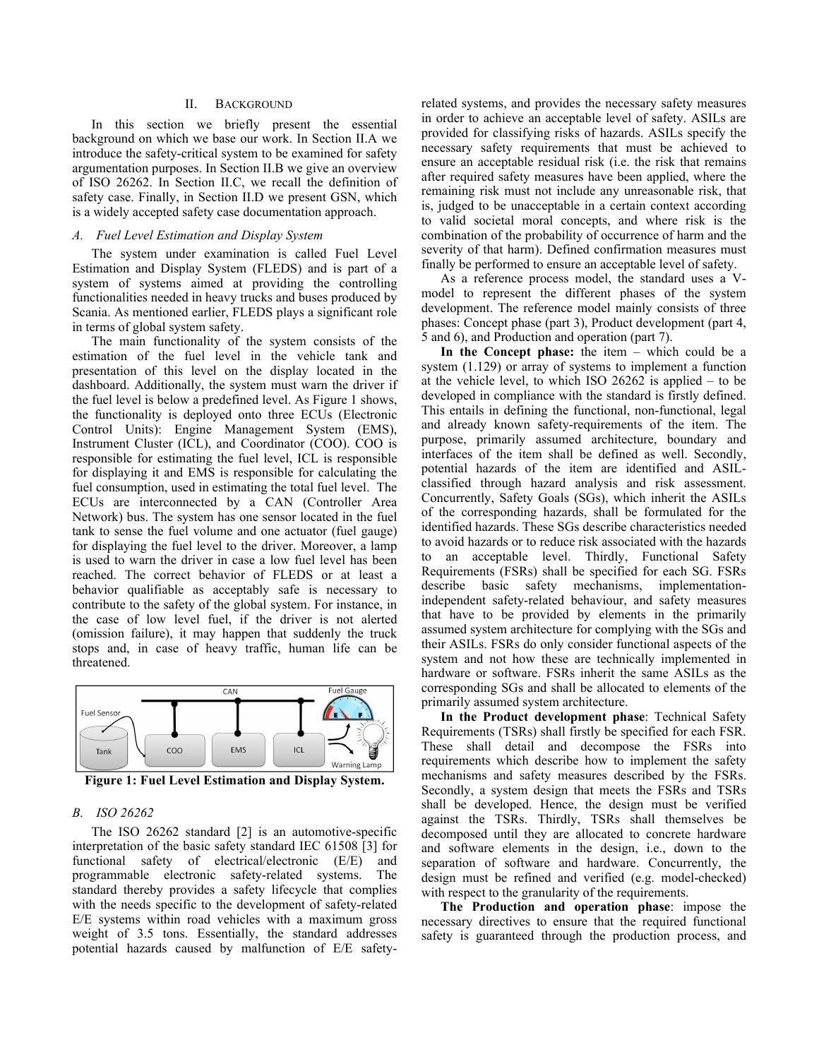## II. Background

In this section we briefly present the essential background on which we base our work. In Section II.A we introduce the safety-critical system to be examined for safety argumentation purposes. In Section II.B we give an overview of ISO 26262. In Section II.C, we recall the definition of safety case. Finally, in Section II.D we present GSN, which is a widely accepted safety case documentation approach.

### A. Fuel Level Estimation and Display System

The system under examination is called Fuel Level Estimation and Display System (FLEDS) and is part of a system of systems aimed at providing the controlling functionalities needed in heavy trucks and buses produced by Scania. As mentioned earlier, FLEDS plays a significant role in terms of global system safety.

The main functionality of the system consists of the estimation of the fuel level in the vehicle tank and presentation of this level on the display located in the dashboard. Additionally, the system must warn the driver if the fuel level is below a predefined level. As Figure 1 shows, the functionality is deployed onto three ECUs (Electronic Control Units): Engine Management System (EMS), Instrument Cluster (ICL), and Coordinator (COO). COO is responsible for estimating the fuel level, ICL is responsible for displaying it and EMS is responsible for calculating the fuel consumption, used in estimating the total fuel level. The ECUs are interconnected by a CAN (Controller Area Network) bus. The system has one sensor located in the fuel tank to sense the fuel volume and one actuator (fuel gauge) for displaying the fuel level to the driver. Moreover, a lamp is used to warn the driver in case a low fuel level has been reached. The correct behavior of FLEDS or at least a behavior qualifiable as acceptably safe is necessary to contribute to the safety of the global system. For instance, in the case of low level fuel, if the driver is not alerted (omission failure), it may happen that suddenly the truck stops and, in case of heavy traffic, human life can be threatened.

**Figure 1: Fuel Level Estimation and Display System.**

### B. ISO 26262

The ISO 26262 standard [2] is an automotive-specific interpretation of the basic safety standard IEC 61508 [3] for functional safety of electrical/electronic (E/E) and programmable electronic safety-related systems. The standard thereby provides a safety lifecycle that complies with the needs specific to the development of safety-related E/E systems within road vehicles with a maximum gross weight of 3.5 tons. Essentially, the standard addresses potential hazards caused by malfunction of E/E safety-related systems, and provides the necessary safety measures in order to achieve an acceptable level of safety. ASILs are provided for classifying risks of hazards. ASILs specify the necessary safety requirements that must be achieved to ensure an acceptable residual risk (i.e. the risk that remains after required safety measures have been applied, where the remaining risk must not include any unreasonable risk, that is, judged to be unacceptable in a certain context according to valid societal moral concepts, and where risk is the combination of the probability of occurrence of harm and the severity of that harm). Defined confirmation measures must finally be performed to ensure an acceptable level of safety.

As a reference process model, the standard uses a V-model to represent the different phases of the system development. The reference model mainly consists of three phases: Concept phase (part 3), Product development (part 4, 5 and 6), and Production and operation (part 7).

**In the Concept phase:** the item – which could be a system (1.129) or array of systems to implement a function at the vehicle level, to which ISO 26262 is applied – to be developed in compliance with the standard is firstly defined. This entails in defining the functional, non-functional, legal and already known safety-requirements of the item. The purpose, primarily assumed architecture, boundary and interfaces of the item shall be defined as well. Secondly, potential hazards of the item are identified and ASIL-classified through hazard analysis and risk assessment. Concurrently, Safety Goals (SGs), which inherit the ASILs of the corresponding hazards, shall be formulated for the identified hazards. These SGs describe characteristics needed to avoid hazards or to reduce risk associated with the hazards to an acceptable level. Thirdly, Functional Safety Requirements (FSRs) shall be specified for each SG. FSRs describe basic safety mechanisms, implementation-independent safety-related behaviour, and safety measures that have to be provided by elements in the primarily assumed system architecture for complying with the SGs and their ASILs. FSRs do only consider functional aspects of the system and not how these are technically implemented in hardware or software. FSRs inherit the same ASILs as the corresponding SGs and shall be allocated to elements of the primarily assumed system architecture.

**In the Product development phase**: Technical Safety Requirements (TSRs) shall firstly be specified for each FSR. These shall detail and decompose the FSRs into requirements which describe how to implement the safety mechanisms and safety measures described by the FSRs. Secondly, a system design that meets the FSRs and TSRs shall be developed. Hence, the design must be verified against the TSRs. Thirdly, TSRs shall themselves be decomposed until they are allocated to concrete hardware and software elements in the design, i.e., down to the separation of software and hardware. Concurrently, the design must be refined and verified (e.g. model-checked) with respect to the granularity of the requirements.

**The Production and operation phase**: impose the necessary directives to ensure that the required functional safety is guaranteed through the production process, and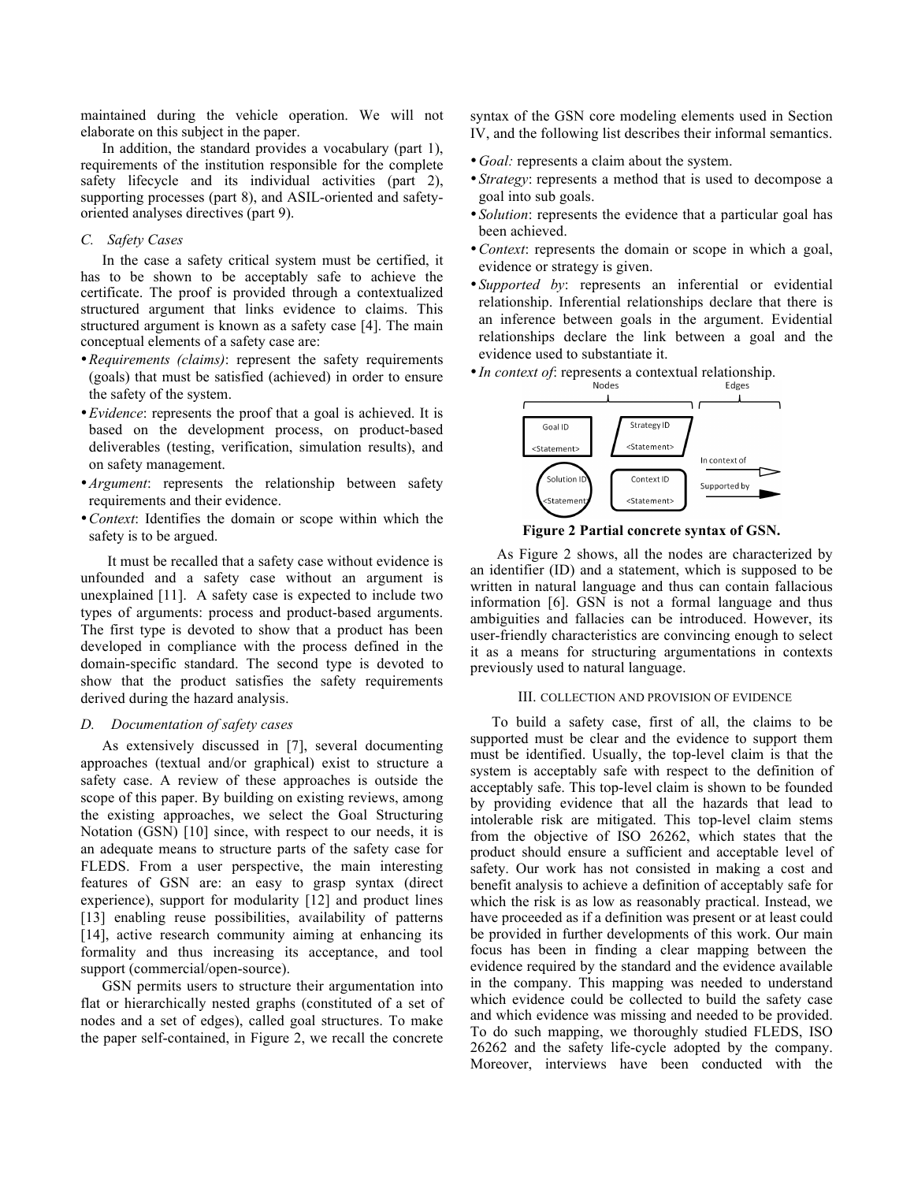maintained during the vehicle operation. We will not elaborate on this subject in the paper.

In addition, the standard provides a vocabulary (part 1), requirements of the institution responsible for the complete safety lifecycle and its individual activities (part 2), supporting processes (part 8), and ASIL-oriented and safety-oriented analyses directives (part 9).

### C. Safety Cases

In the case a safety critical system must be certified, it has to be shown to be acceptably safe to achieve the certificate. The proof is provided through a contextualized structured argument that links evidence to claims. This structured argument is known as a safety case [4]. The main conceptual elements of a safety case are:

- *Requirements (claims)*: represent the safety requirements (goals) that must be satisfied (achieved) in order to ensure the safety of the system.
- *Evidence*: represents the proof that a goal is achieved. It is based on the development process, on product-based deliverables (testing, verification, simulation results), and on safety management.
- *Argument*: represents the relationship between safety requirements and their evidence.
- *Context*: Identifies the domain or scope within which the safety is to be argued.

It must be recalled that a safety case without evidence is unfounded and a safety case without an argument is unexplained [11]. A safety case is expected to include two types of arguments: process and product-based arguments. The first type is devoted to show that a product has been developed in compliance with the process defined in the domain-specific standard. The second type is devoted to show that the product satisfies the safety requirements derived during the hazard analysis.

### D. Documentation of safety cases

As extensively discussed in [7], several documenting approaches (textual and/or graphical) exist to structure a safety case. A review of these approaches is outside the scope of this paper. By building on existing reviews, among the existing approaches, we select the Goal Structuring Notation (GSN) [10] since, with respect to our needs, it is an adequate means to structure parts of the safety case for FLEDS. From a user perspective, the main interesting features of GSN are: an easy to grasp syntax (direct experience), support for modularity [12] and product lines [13] enabling reuse possibilities, availability of patterns [14], active research community aiming at enhancing its formality and thus increasing its acceptance, and tool support (commercial/open-source).

GSN permits users to structure their argumentation into flat or hierarchically nested graphs (constituted of a set of nodes and a set of edges), called goal structures. To make the paper self-contained, in Figure 2, we recall the concrete syntax of the GSN core modeling elements used in Section IV, and the following list describes their informal semantics.

- *Goal:* represents a claim about the system.
- *Strategy*: represents a method that is used to decompose a goal into sub goals.
- *Solution*: represents the evidence that a particular goal has been achieved.
- *Context*: represents the domain or scope in which a goal, evidence or strategy is given.
- *Supported by*: represents an inferential or evidential relationship. Inferential relationships declare that there is an inference between goals in the argument. Evidential relationships declare the link between a goal and the evidence used to substantiate it.
- *In context of*: represents a contextual relationship.

**Figure 2 Partial concrete syntax of GSN.**

As Figure 2 shows, all the nodes are characterized by an identifier (ID) and a statement, which is supposed to be written in natural language and thus can contain fallacious information [6]. GSN is not a formal language and thus ambiguities and fallacies can be introduced. However, its user-friendly characteristics are convincing enough to select it as a means for structuring argumentations in contexts previously used to natural language.

## III. COLLECTION AND PROVISION OF EVIDENCE

To build a safety case, first of all, the claims to be supported must be clear and the evidence to support them must be identified. Usually, the top-level claim is that the system is acceptably safe with respect to the definition of acceptably safe. This top-level claim is shown to be founded by providing evidence that all the hazards that lead to intolerable risk are mitigated. This top-level claim stems from the objective of ISO 26262, which states that the product should ensure a sufficient and acceptable level of safety. Our work has not consisted in making a cost and benefit analysis to achieve a definition of acceptably safe for which the risk is as low as reasonably practical. Instead, we have proceeded as if a definition was present or at least could be provided in further developments of this work. Our main focus has been in finding a clear mapping between the evidence required by the standard and the evidence available in the company. This mapping was needed to understand which evidence could be collected to build the safety case and which evidence was missing and needed to be provided. To do such mapping, we thoroughly studied FLEDS, ISO 26262 and the safety life-cycle adopted by the company. Moreover, interviews have been conducted with the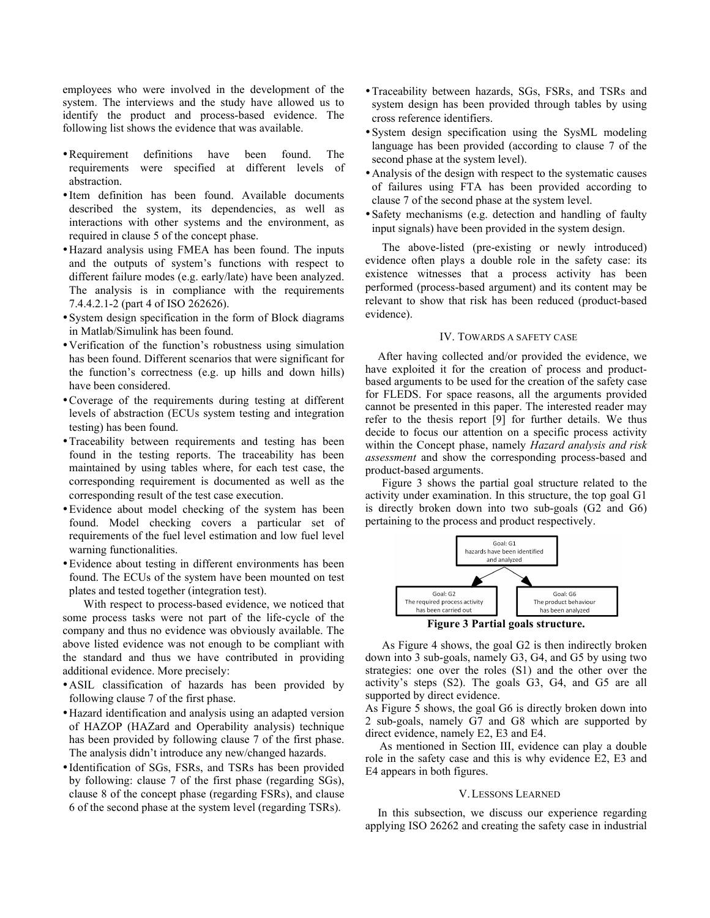employees who were involved in the development of the system. The interviews and the study have allowed us to identify the product and process-based evidence. The following list shows the evidence that was available.

- Requirement definitions have been found. The requirements were specified at different levels of abstraction.
- Item definition has been found. Available documents described the system, its dependencies, as well as interactions with other systems and the environment, as required in clause 5 of the concept phase.
- Hazard analysis using FMEA has been found. The inputs and the outputs of system's functions with respect to different failure modes (e.g. early/late) have been analyzed. The analysis is in compliance with the requirements 7.4.4.2.1-2 (part 4 of ISO 262626).
- System design specification in the form of Block diagrams in Matlab/Simulink has been found.
- Verification of the function's robustness using simulation has been found. Different scenarios that were significant for the function's correctness (e.g. up hills and down hills) have been considered.
- Coverage of the requirements during testing at different levels of abstraction (ECUs system testing and integration testing) has been found.
- Traceability between requirements and testing has been found in the testing reports. The traceability has been maintained by using tables where, for each test case, the corresponding requirement is documented as well as the corresponding result of the test case execution.
- Evidence about model checking of the system has been found. Model checking covers a particular set of requirements of the fuel level estimation and low fuel level warning functionalities.
- Evidence about testing in different environments has been found. The ECUs of the system have been mounted on test plates and tested together (integration test).

With respect to process-based evidence, we noticed that some process tasks were not part of the life-cycle of the company and thus no evidence was obviously available. The above listed evidence was not enough to be compliant with the standard and thus we have contributed in providing additional evidence. More precisely:

- ASIL classification of hazards has been provided by following clause 7 of the first phase.
- Hazard identification and analysis using an adapted version of HAZOP (HAZard and Operability analysis) technique has been provided by following clause 7 of the first phase. The analysis didn't introduce any new/changed hazards.
- Identification of SGs, FSRs, and TSRs has been provided by following: clause 7 of the first phase (regarding SGs), clause 8 of the concept phase (regarding FSRs), and clause 6 of the second phase at the system level (regarding TSRs).
- Traceability between hazards, SGs, FSRs, and TSRs and system design has been provided through tables by using cross reference identifiers.
- System design specification using the SysML modeling language has been provided (according to clause 7 of the second phase at the system level).
- Analysis of the design with respect to the systematic causes of failures using FTA has been provided according to clause 7 of the second phase at the system level.
- Safety mechanisms (e.g. detection and handling of faulty input signals) have been provided in the system design.

The above-listed (pre-existing or newly introduced) evidence often plays a double role in the safety case: its existence witnesses that a process activity has been performed (process-based argument) and its content may be relevant to show that risk has been reduced (product-based evidence).

## IV. Towards a Safety Case

After having collected and/or provided the evidence, we have exploited it for the creation of process and product-based arguments to be used for the creation of the safety case for FLEDS. For space reasons, all the arguments provided cannot be presented in this paper. The interested reader may refer to the thesis report [9] for further details. We thus decide to focus our attention on a specific process activity within the Concept phase, namely *Hazard analysis and risk assessment* and show the corresponding process-based and product-based arguments.

Figure 3 shows the partial goal structure related to the activity under examination. In this structure, the top goal G1 is directly broken down into two sub-goals (G2 and G6) pertaining to the process and product respectively.

Goal: G1 hazards have been identified and analyzed

Goal: G2 The required process activity has been carried out

Goal: G6 The product behaviour has been analyzed

**Figure 3 Partial goals structure.**

As Figure 4 shows, the goal G2 is then indirectly broken down into 3 sub-goals, namely G3, G4, and G5 by using two strategies: one over the roles (S1) and the other over the activity's steps (S2). The goals G3, G4, and G5 are all supported by direct evidence.

As Figure 5 shows, the goal G6 is directly broken down into 2 sub-goals, namely G7 and G8 which are supported by direct evidence, namely E2, E3 and E4.

As mentioned in Section III, evidence can play a double role in the safety case and this is why evidence E2, E3 and E4 appears in both figures.

## V. Lessons Learned

In this subsection, we discuss our experience regarding applying ISO 26262 and creating the safety case in industrial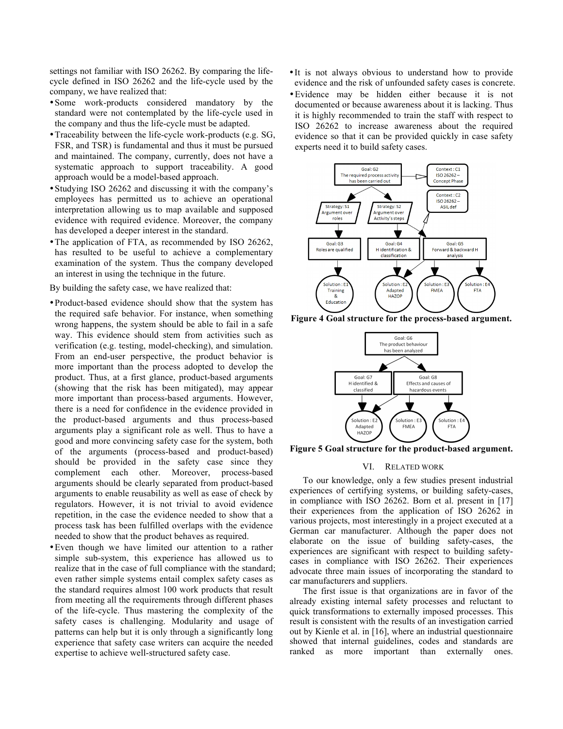settings not familiar with ISO 26262. By comparing the life-cycle defined in ISO 26262 and the life-cycle used by the company, we have realized that:

- Some work-products considered mandatory by the standard were not contemplated by the life-cycle used in the company and thus the life-cycle must be adapted.
- Traceability between the life-cycle work-products (e.g. SG, FSR, and TSR) is fundamental and thus it must be pursued and maintained. The company, currently, does not have a systematic approach to support traceability. A good approach would be a model-based approach.
- Studying ISO 26262 and discussing it with the company's employees has permitted us to achieve an operational interpretation allowing us to map available and supposed evidence with required evidence. Moreover, the company has developed a deeper interest in the standard.
- The application of FTA, as recommended by ISO 26262, has resulted to be useful to achieve a complementary examination of the system. Thus the company developed an interest in using the technique in the future.

By building the safety case, we have realized that:

- Product-based evidence should show that the system has the required safe behavior. For instance, when something wrong happens, the system should be able to fail in a safe way. This evidence should stem from activities such as verification (e.g. testing, model-checking), and simulation. From an end-user perspective, the product behavior is more important than the process adopted to develop the product. Thus, at a first glance, product-based arguments (showing that the risk has been mitigated), may appear more important than process-based arguments. However, there is a need for confidence in the evidence provided in the product-based arguments and thus process-based arguments play a significant role as well. Thus to have a good and more convincing safety case for the system, both of the arguments (process-based and product-based) should be provided in the safety case since they complement each other. Moreover, process-based arguments should be clearly separated from product-based arguments to enable reusability as well as ease of check by regulators. However, it is not trivial to avoid evidence repetition, in the case the evidence needed to show that a process task has been fulfilled overlaps with the evidence needed to show that the product behaves as required.
- Even though we have limited our attention to a rather simple sub-system, this experience has allowed us to realize that in the case of full compliance with the standard; even rather simple systems entail complex safety cases as the standard requires almost 100 work products that result from meeting all the requirements through different phases of the life-cycle. Thus mastering the complexity of the safety cases is challenging. Modularity and usage of patterns can help but it is only through a significantly long experience that safety case writers can acquire the needed expertise to achieve well-structured safety case.
- It is not always obvious to understand how to provide evidence and the risk of unfounded safety cases is concrete.
- Evidence may be hidden either because it is not documented or because awareness about it is lacking. Thus it is highly recommended to train the staff with respect to ISO 26262 to increase awareness about the required evidence so that it can be provided quickly in case safety experts need it to build safety cases.

**Figure 4 Goal structure for the process-based argument.**

**Figure 5 Goal structure for the product-based argument.**

## VI. Related work

To our knowledge, only a few studies present industrial experiences of certifying systems, or building safety-cases, in compliance with ISO 26262. Born et al. present in [17] their experiences from the application of ISO 26262 in various projects, most interestingly in a project executed at a German car manufacturer. Although the paper does not elaborate on the issue of building safety-cases, the experiences are significant with respect to building safety-cases in compliance with ISO 26262. Their experiences advocate three main issues of incorporating the standard to car manufacturers and suppliers.

The first issue is that organizations are in favor of the already existing internal safety processes and reluctant to quick transformations to externally imposed processes. This result is consistent with the results of an investigation carried out by Kienle et al. in [16], where an industrial questionnaire showed that internal guidelines, codes and standards are ranked as more important than externally ones.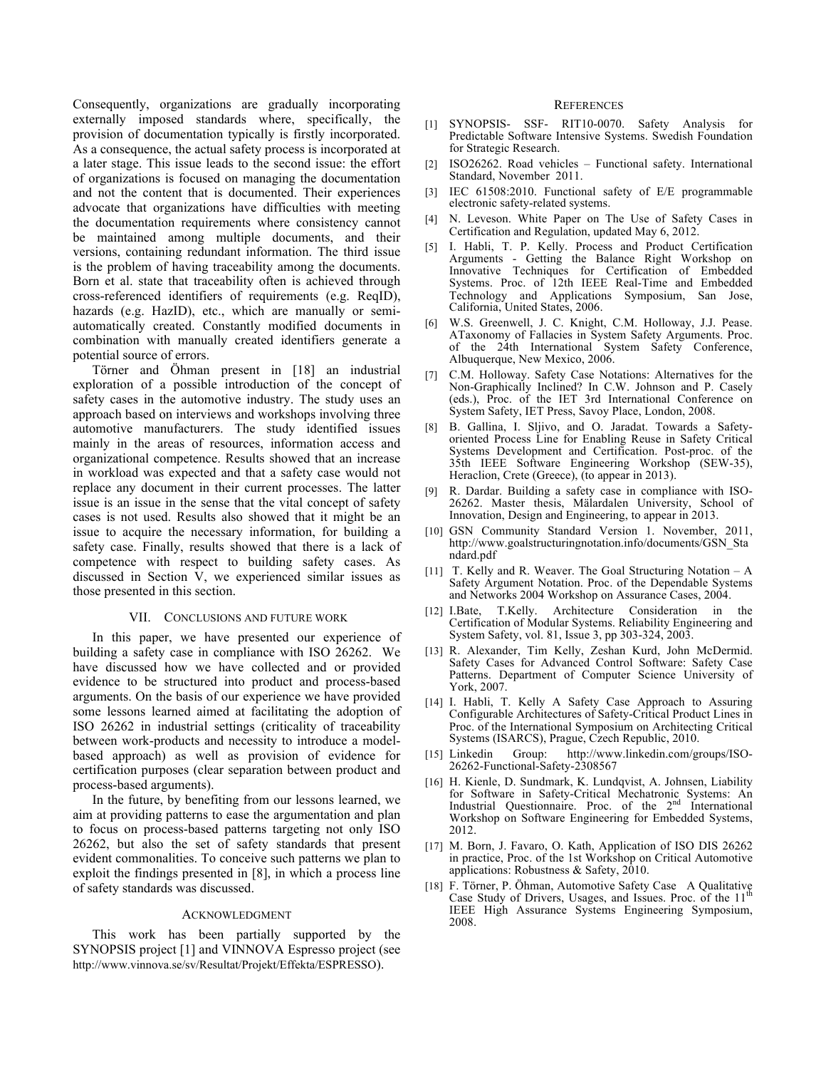Consequently, organizations are gradually incorporating externally imposed standards where, specifically, the provision of documentation typically is firstly incorporated. As a consequence, the actual safety process is incorporated at a later stage. This issue leads to the second issue: the effort of organizations is focused on managing the documentation and not the content that is documented. Their experiences advocate that organizations have difficulties with meeting the documentation requirements where consistency cannot be maintained among multiple documents, and their versions, containing redundant information. The third issue is the problem of having traceability among the documents. Born et al. state that traceability often is achieved through cross-referenced identifiers of requirements (e.g. ReqID), hazards (e.g. HazID), etc., which are manually or semi-automatically created. Constantly modified documents in combination with manually created identifiers generate a potential source of errors.

Törner and Öhman present in [18] an industrial exploration of a possible introduction of the concept of safety cases in the automotive industry. The study uses an approach based on interviews and workshops involving three automotive manufacturers. The study identified issues mainly in the areas of resources, information access and organizational competence. Results showed that an increase in workload was expected and that a safety case would not replace any document in their current processes. The latter issue is an issue in the sense that the vital concept of safety cases is not used. Results also showed that it might be an issue to acquire the necessary information, for building a safety case. Finally, results showed that there is a lack of competence with respect to building safety cases. As discussed in Section V, we experienced similar issues as those presented in this section.

## VII. Conclusions and Future Work

In this paper, we have presented our experience of building a safety case in compliance with ISO 26262. We have discussed how we have collected and or provided evidence to be structured into product and process-based arguments. On the basis of our experience we have provided some lessons learned aimed at facilitating the adoption of ISO 26262 in industrial settings (criticality of traceability between work-products and necessity to introduce a model-based approach) as well as provision of evidence for certification purposes (clear separation between product and process-based arguments).

In the future, by benefiting from our lessons learned, we aim at providing patterns to ease the argumentation and plan to focus on process-based patterns targeting not only ISO 26262, but also the set of safety standards that present evident commonalities. To conceive such patterns we plan to exploit the findings presented in [8], in which a process line of safety standards was discussed.

## Acknowledgment

This work has been partially supported by the SYNOPSIS project [1] and VINNOVA Espresso project (see http://www.vinnova.se/sv/Resultat/Projekt/Effekta/ESPRESSO).

## References

[1] SYNOPSIS- SSF- RIT10-0070. Safety Analysis for Predictable Software Intensive Systems. Swedish Foundation for Strategic Research.

[2] ISO26262. Road vehicles – Functional safety. International Standard, November 2011.

[3] IEC 61508:2010. Functional safety of E/E programmable electronic safety-related systems.

[4] N. Leveson. White Paper on The Use of Safety Cases in Certification and Regulation, updated May 6, 2012.

[5] I. Habli, T. P. Kelly. Process and Product Certification Arguments - Getting the Balance Right Workshop on Innovative Techniques for Certification of Embedded Systems. Proc. of 12th IEEE Real-Time and Embedded Technology and Applications Symposium, San Jose, California, United States, 2006.

[6] W.S. Greenwell, J. C. Knight, C.M. Holloway, J.J. Pease. ATaxonomy of Fallacies in System Safety Arguments. Proc. of the 24th International System Safety Conference, Albuquerque, New Mexico, 2006.

[7] C.M. Holloway. Safety Case Notations: Alternatives for the Non-Graphically Inclined? In C.W. Johnson and P. Casely (eds.), Proc. of the IET 3rd International Conference on System Safety, IET Press, Savoy Place, London, 2008.

[8] B. Gallina, I. Sljivo, and O. Jaradat. Towards a Safety-oriented Process Line for Enabling Reuse in Safety Critical Systems Development and Certification. Post-proc. of the 35th IEEE Software Engineering Workshop (SEW-35), Heraclion, Crete (Greece), (to appear in 2013).

[9] R. Dardar. Building a safety case in compliance with ISO-26262. Master thesis, Mälardalen University, School of Innovation, Design and Engineering, to appear in 2013.

[10] GSN Community Standard Version 1. November, 2011, http://www.goalstructuringnotation.info/documents/GSN_Standard.pdf

[11] T. Kelly and R. Weaver. The Goal Structuring Notation – A Safety Argument Notation. Proc. of the Dependable Systems and Networks 2004 Workshop on Assurance Cases, 2004.

[12] I.Bate, T.Kelly. Architecture Consideration in the Certification of Modular Systems. Reliability Engineering and System Safety, vol. 81, Issue 3, pp 303-324, 2003.

[13] R. Alexander, Tim Kelly, Zeshan Kurd, John McDermid. Safety Cases for Advanced Control Software: Safety Case Patterns. Department of Computer Science University of York, 2007.

[14] I. Habli, T. Kelly A Safety Case Approach to Assuring Configurable Architectures of Safety-Critical Product Lines in Proc. of the International Symposium on Architecting Critical Systems (ISARCS), Prague, Czech Republic, 2010.

[15] Linkedin Group: http://www.linkedin.com/groups/ISO-26262-Functional-Safety-2308567

[16] H. Kienle, D. Sundmark, K. Lundqvist, A. Johnsen, Liability for Software in Safety-Critical Mechatronic Systems: An Industrial Questionnaire. Proc. of the 2nd International Workshop on Software Engineering for Embedded Systems, 2012.

[17] M. Born, J. Favaro, O. Kath, Application of ISO DIS 26262 in practice, Proc. of the 1st Workshop on Critical Automotive applications: Robustness & Safety, 2010.

[18] F. Törner, P. Öhman, Automotive Safety Case A Qualitative Case Study of Drivers, Usages, and Issues. Proc. of the 11th IEEE High Assurance Systems Engineering Symposium, 2008.